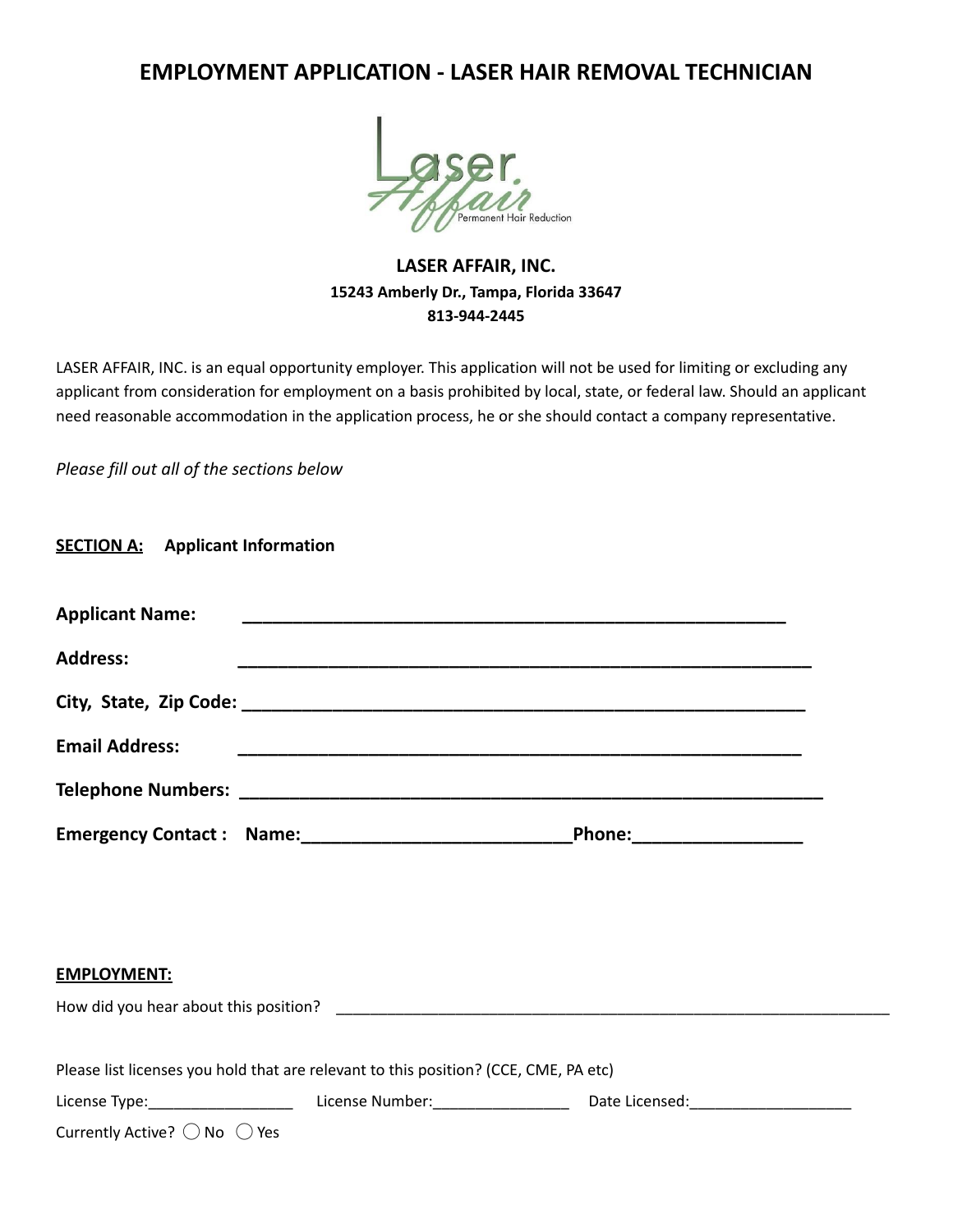# EMPLOYMENT APPLICATION - LASER HAIR REMOVAL TECHNICIAN

**LASER AFFAIR, INC.**
**15243 Amberly Dr., Tampa, Florida 33647**
**813-944-2445**

LASER AFFAIR, INC. is an equal opportunity employer. This application will not be used for limiting or excluding any applicant from consideration for employment on a basis prohibited by local, state, or federal law. Should an applicant need reasonable accommodation in the application process, he or she should contact a company representative.

*Please fill out all of the sections below*

**SECTION A:** **Applicant Information**

**Applicant Name:** ____________________________________________________________

**Address:** ____________________________________________________________

**City, State, Zip Code:** ____________________________________________________________

**Email Address:** ____________________________________________________________

**Telephone Numbers:** ____________________________________________________________

**Emergency Contact : Name:**___________________________**Phone:**_________________

**EMPLOYMENT:**

How did you hear about this position? ____________________________________________________________

Please list licenses you hold that are relevant to this position? (CCE, CME, PA etc)

License Type:_________________ License Number:________________ Date Licensed:___________________

Currently Active? ◯ No ◯ Yes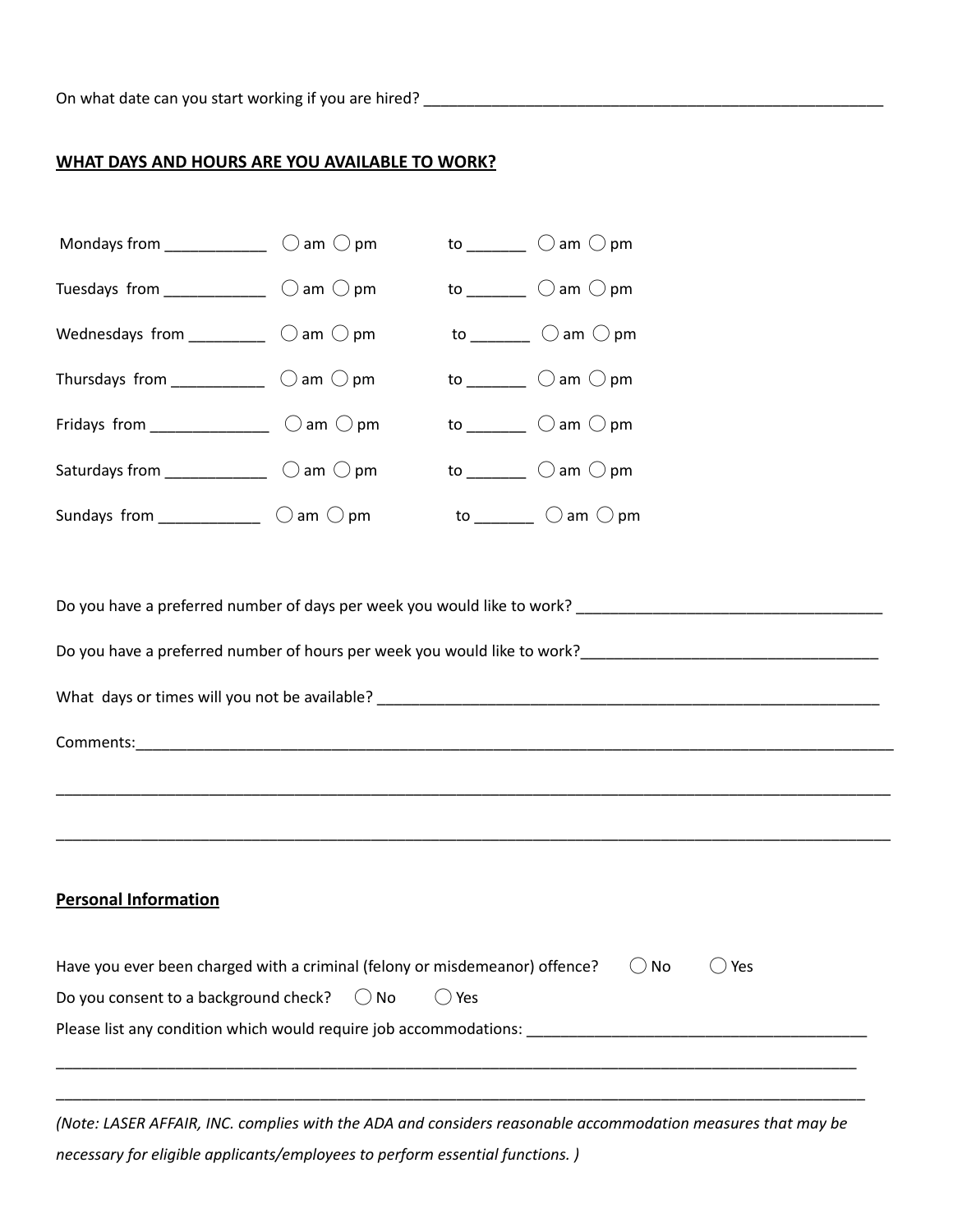On what date can you start working if you are hired? ________________________________________________________

**WHAT DAYS AND HOURS ARE YOU AVAILABLE TO WORK?**

Mondays from ____________ ◯ am ◯ pm to _______ ◯ am ◯ pm

Tuesdays from ____________ ◯ am ◯ pm to _______ ◯ am ◯ pm

Wednesdays from _________ ◯ am ◯ pm to _______ ◯ am ◯ pm

Thursdays from ___________ ◯ am ◯ pm to _______ ◯ am ◯ pm

Fridays from ______________ ◯ am ◯ pm to _______ ◯ am ◯ pm

Saturdays from ____________ ◯ am ◯ pm to _______ ◯ am ◯ pm

Sundays from ____________ ◯ am ◯ pm to _______ ◯ am ◯ pm

Do you have a preferred number of days per week you would like to work? ____________________________________

Do you have a preferred number of hours per week you would like to work?___________________________________

What days or times will you not be available? _____________________________________________________________

Comments:_______________________________________________________________________________________________

_________________________________________________________________________________________________________

_________________________________________________________________________________________________________

**Personal Information**

Have you ever been charged with a criminal (felony or misdemeanor) offence? ◯ No ◯ Yes

Do you consent to a background check? ◯ No ◯ Yes

Please list any condition which would require job accommodations: _________________________________________

_________________________________________________________________________________________________________

_________________________________________________________________________________________________________

*(Note: LASER AFFAIR, INC. complies with the ADA and considers reasonable accommodation measures that may be necessary for eligible applicants/employees to perform essential functions. )*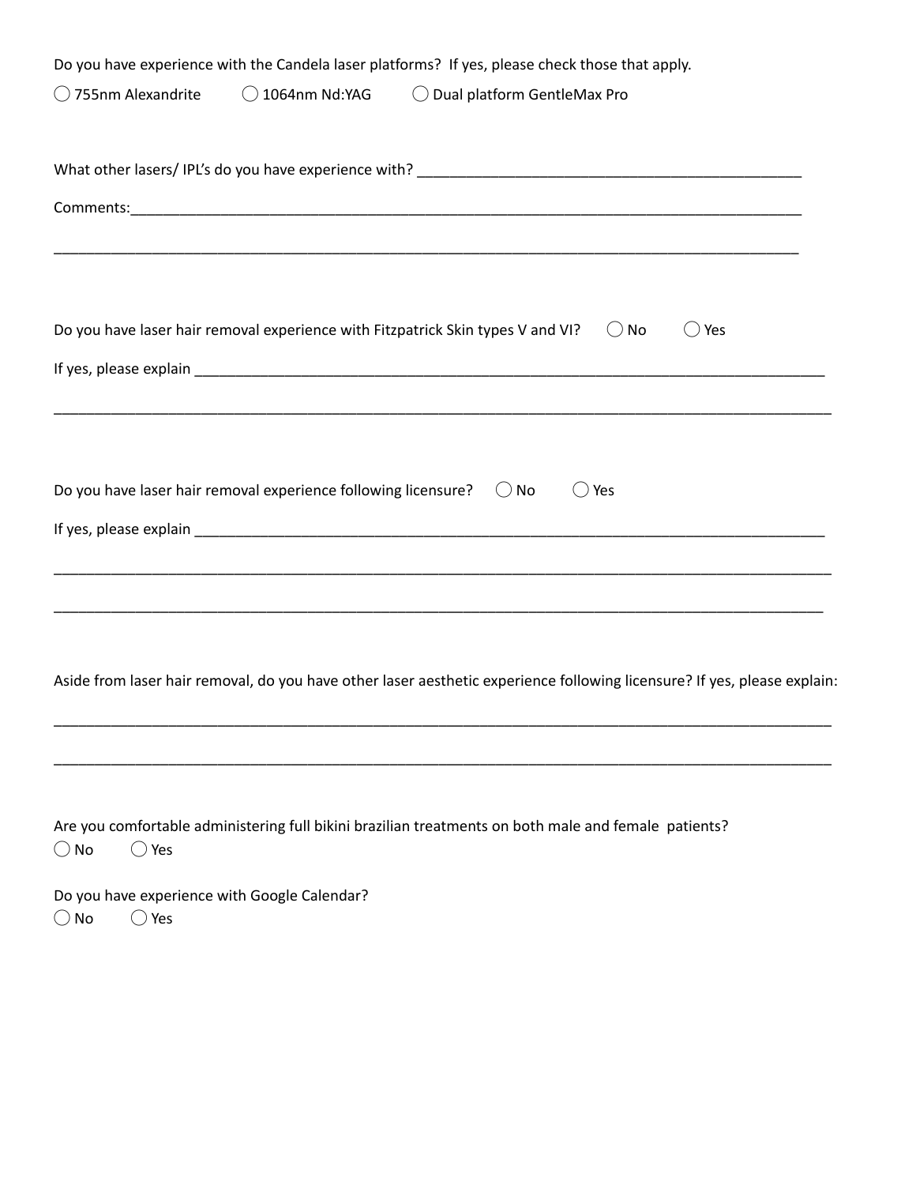Do you have experience with the Candela laser platforms? If yes, please check those that apply.

◯ 755nm Alexandrite ◯ 1064nm Nd:YAG ◯ Dual platform GentleMax Pro

What other lasers/ IPL's do you have experience with? ________________________________________________

Comments:_________________________________________________________________________________________

__________________________________________________________________________________________________

Do you have laser hair removal experience with Fitzpatrick Skin types V and VI? ◯ No ◯ Yes

If yes, please explain ______________________________________________________________________________

__________________________________________________________________________________________________

Do you have laser hair removal experience following licensure? ◯ No ◯ Yes

If yes, please explain ______________________________________________________________________________

__________________________________________________________________________________________________

__________________________________________________________________________________________________

Aside from laser hair removal, do you have other laser aesthetic experience following licensure? If yes, please explain:

__________________________________________________________________________________________________

__________________________________________________________________________________________________

Are you comfortable administering full bikini brazilian treatments on both male and female patients?

◯ No ◯ Yes

Do you have experience with Google Calendar?

◯ No ◯ Yes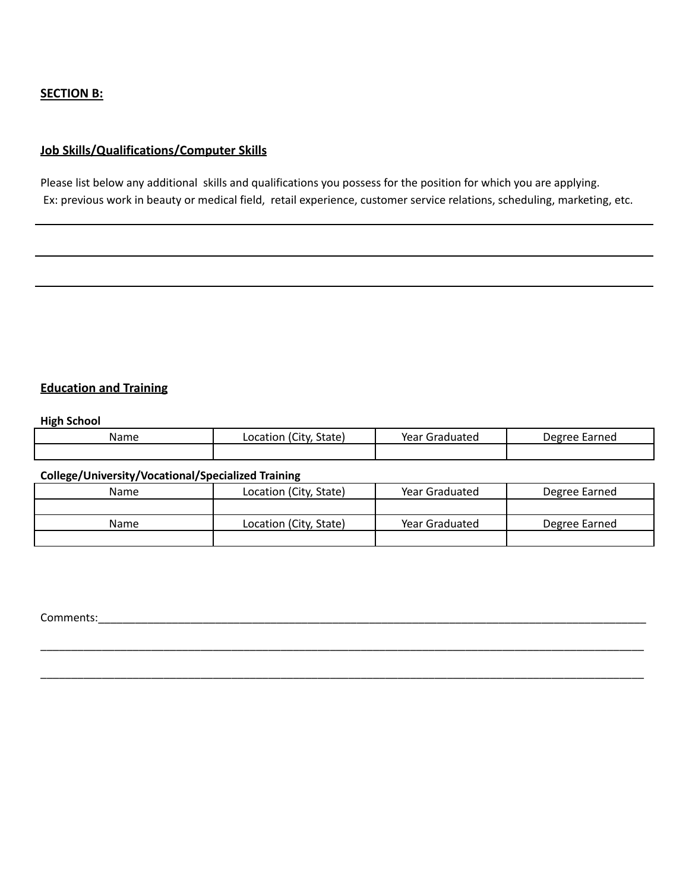**SECTION B:**

**Job Skills/Qualifications/Computer Skills**

Please list below any additional skills and qualifications you possess for the position for which you are applying.
Ex: previous work in beauty or medical field, retail experience, customer service relations, scheduling, marketing, etc.

______________________________________________________________________________

______________________________________________________________________________

______________________________________________________________________________

**Education and Training**

**High School**

| Name | Location (City, State) | Year Graduated | Degree Earned |
|---|---|---|---|
| | | | |

**College/University/Vocational/Specialized Training**

| Name | Location (City, State) | Year Graduated | Degree Earned |
|---|---|---|---|
| | | | |
| Name | Location (City, State) | Year Graduated | Degree Earned |
| | | | |

Comments:_____________________________________________________________________________________________

_______________________________________________________________________________________________________

_______________________________________________________________________________________________________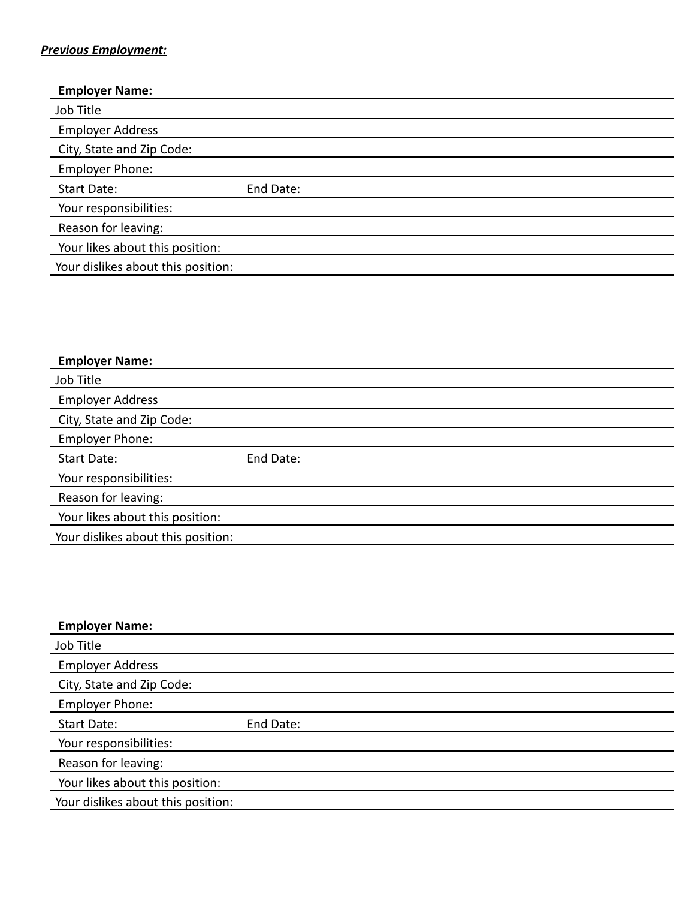***Previous Employment:***

**Employer Name:**

Job Title

Employer Address

City, State and Zip Code:

Employer Phone:

Start Date: End Date:

Your responsibilities:

Reason for leaving:

Your likes about this position:

Your dislikes about this position:

**Employer Name:**

Job Title

Employer Address

City, State and Zip Code:

Employer Phone:

Start Date: End Date:

Your responsibilities:

Reason for leaving:

Your likes about this position:

Your dislikes about this position:

**Employer Name:**

Job Title

Employer Address

City, State and Zip Code:

Employer Phone:

Start Date: End Date:

Your responsibilities:

Reason for leaving:

Your likes about this position:

Your dislikes about this position: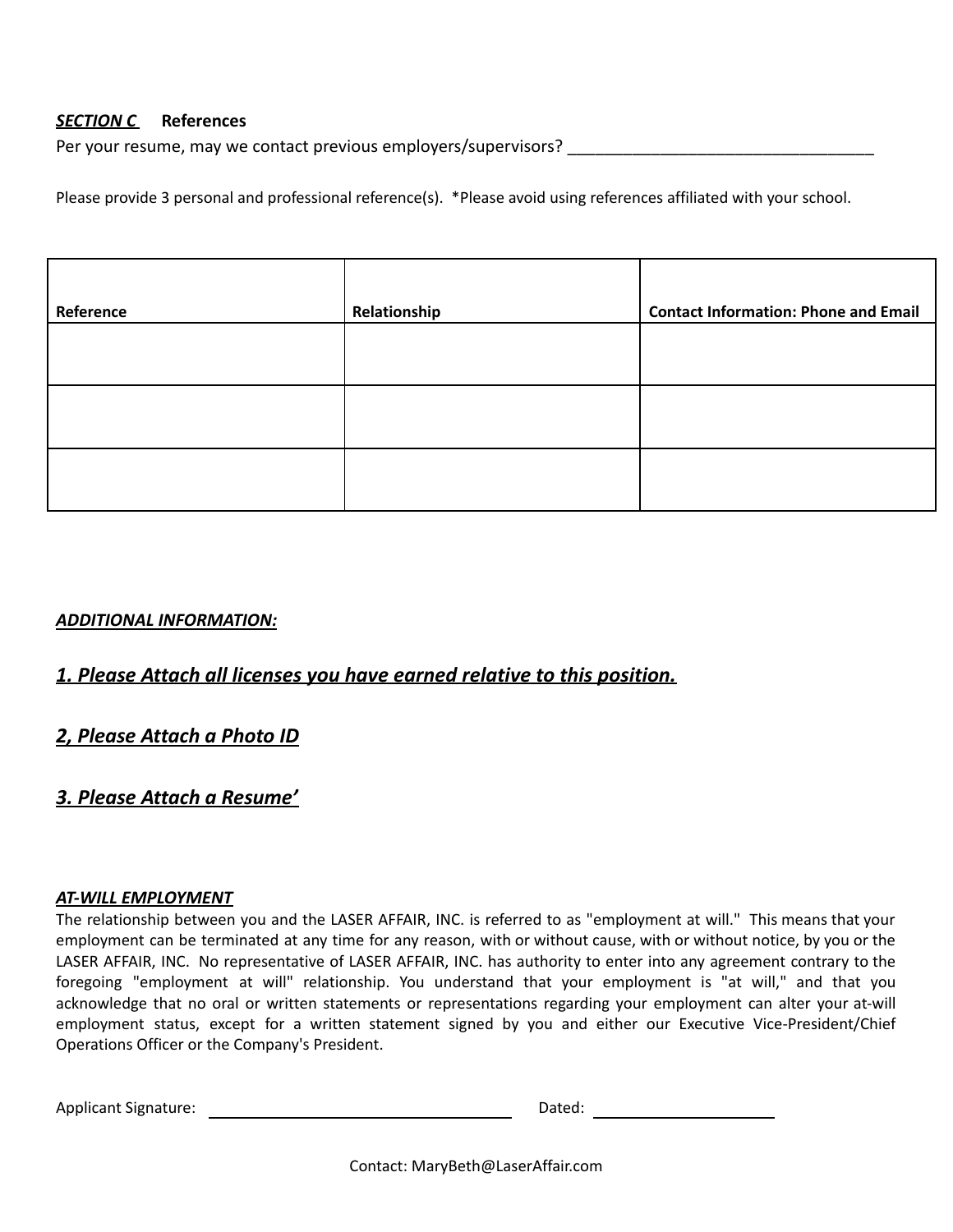***SECTION C*** **References**

Per your resume, may we contact previous employers/supervisors? _________________________________

Please provide 3 personal and professional reference(s). *Please avoid using references affiliated with your school.

| **Reference** | **Relationship** | **Contact Information: Phone and Email** |
|---|---|---|
| | | |
| | | |
| | | |

***ADDITIONAL INFORMATION:***

## ***1. Please Attach all licenses you have earned relative to this position.***

## ***2, Please Attach a Photo ID***

## ***3. Please Attach a Resume’***

***AT-WILL EMPLOYMENT***

The relationship between you and the LASER AFFAIR, INC. is referred to as "employment at will." This means that your employment can be terminated at any time for any reason, with or without cause, with or without notice, by you or the LASER AFFAIR, INC. No representative of LASER AFFAIR, INC. has authority to enter into any agreement contrary to the foregoing "employment at will" relationship. You understand that your employment is "at will," and that you acknowledge that no oral or written statements or representations regarding your employment can alter your at-will employment status, except for a written statement signed by you and either our Executive Vice-President/Chief Operations Officer or the Company's President.

Applicant Signature: ______________________________ Dated: ____________________

Contact: MaryBeth@LaserAffair.com